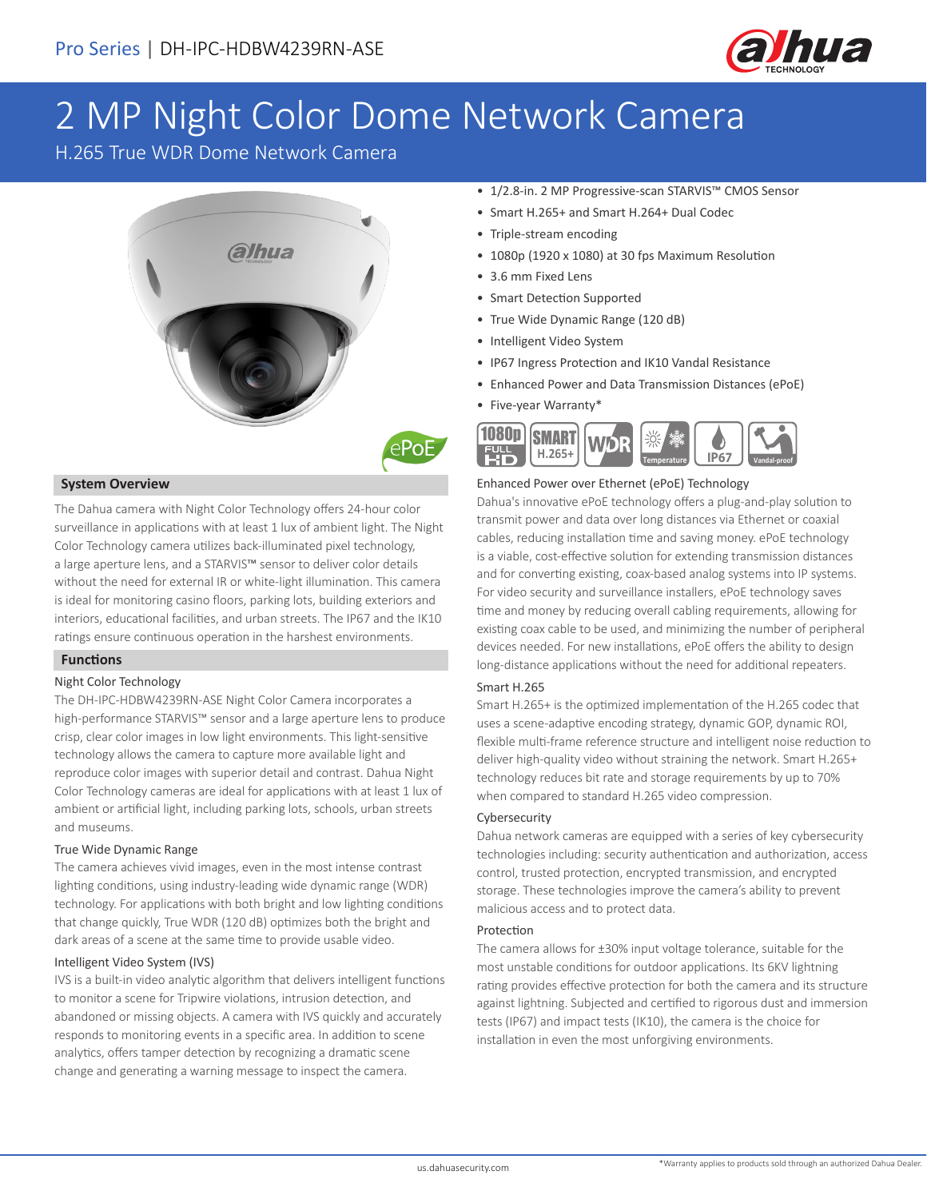Pro Series | DH-IPC-HDBW4239RN-ASE

# 2 MP Night Color Dome Network Camera

H.265 True WDR Dome Network Camera

- 1/2.8-in. 2 MP Progressive-scan STARVIS™ CMOS Sensor
- Smart H.265+ and Smart H.264+ Dual Codec
- Triple-stream encoding
- 1080p (1920 x 1080) at 30 fps Maximum Resolution
- 3.6 mm Fixed Lens
- Smart Detection Supported
- True Wide Dynamic Range (120 dB)
- Intelligent Video System
- IP67 Ingress Protection and IK10 Vandal Resistance
- Enhanced Power and Data Transmission Distances (ePoE)
- Five-year Warranty*

## System Overview

The Dahua camera with Night Color Technology offers 24-hour color surveillance in applications with at least 1 lux of ambient light. The Night Color Technology camera utilizes back-illuminated pixel technology, a large aperture lens, and a STARVIS™ sensor to deliver color details without the need for external IR or white-light illumination. This camera is ideal for monitoring casino floors, parking lots, building exteriors and interiors, educational facilities, and urban streets. The IP67 and the IK10 ratings ensure continuous operation in the harshest environments.

## Functions

### Night Color Technology

The DH-IPC-HDBW4239RN-ASE Night Color Camera incorporates a high-performance STARVIS™ sensor and a large aperture lens to produce crisp, clear color images in low light environments. This light-sensitive technology allows the camera to capture more available light and reproduce color images with superior detail and contrast. Dahua Night Color Technology cameras are ideal for applications with at least 1 lux of ambient or artificial light, including parking lots, schools, urban streets and museums.

### True Wide Dynamic Range

The camera achieves vivid images, even in the most intense contrast lighting conditions, using industry-leading wide dynamic range (WDR) technology. For applications with both bright and low lighting conditions that change quickly, True WDR (120 dB) optimizes both the bright and dark areas of a scene at the same time to provide usable video.

### Intelligent Video System (IVS)

IVS is a built-in video analytic algorithm that delivers intelligent functions to monitor a scene for Tripwire violations, intrusion detection, and abandoned or missing objects. A camera with IVS quickly and accurately responds to monitoring events in a specific area. In addition to scene analytics, offers tamper detection by recognizing a dramatic scene change and generating a warning message to inspect the camera.

### Enhanced Power over Ethernet (ePoE) Technology

Dahua's innovative ePoE technology offers a plug-and-play solution to transmit power and data over long distances via Ethernet or coaxial cables, reducing installation time and saving money. ePoE technology is a viable, cost-effective solution for extending transmission distances and for converting existing, coax-based analog systems into IP systems. For video security and surveillance installers, ePoE technology saves time and money by reducing overall cabling requirements, allowing for existing coax cable to be used, and minimizing the number of peripheral devices needed. For new installations, ePoE offers the ability to design long-distance applications without the need for additional repeaters.

### Smart H.265

Smart H.265+ is the optimized implementation of the H.265 codec that uses a scene-adaptive encoding strategy, dynamic GOP, dynamic ROI, flexible multi-frame reference structure and intelligent noise reduction to deliver high-quality video without straining the network. Smart H.265+ technology reduces bit rate and storage requirements by up to 70% when compared to standard H.265 video compression.

### Cybersecurity

Dahua network cameras are equipped with a series of key cybersecurity technologies including: security authentication and authorization, access control, trusted protection, encrypted transmission, and encrypted storage. These technologies improve the camera's ability to prevent malicious access and to protect data.

### Protection

The camera allows for ±30% input voltage tolerance, suitable for the most unstable conditions for outdoor applications. Its 6KV lightning rating provides effective protection for both the camera and its structure against lightning. Subjected and certified to rigorous dust and immersion tests (IP67) and impact tests (IK10), the camera is the choice for installation in even the most unforgiving environments.

*Warranty applies to products sold through an authorized Dahua Dealer.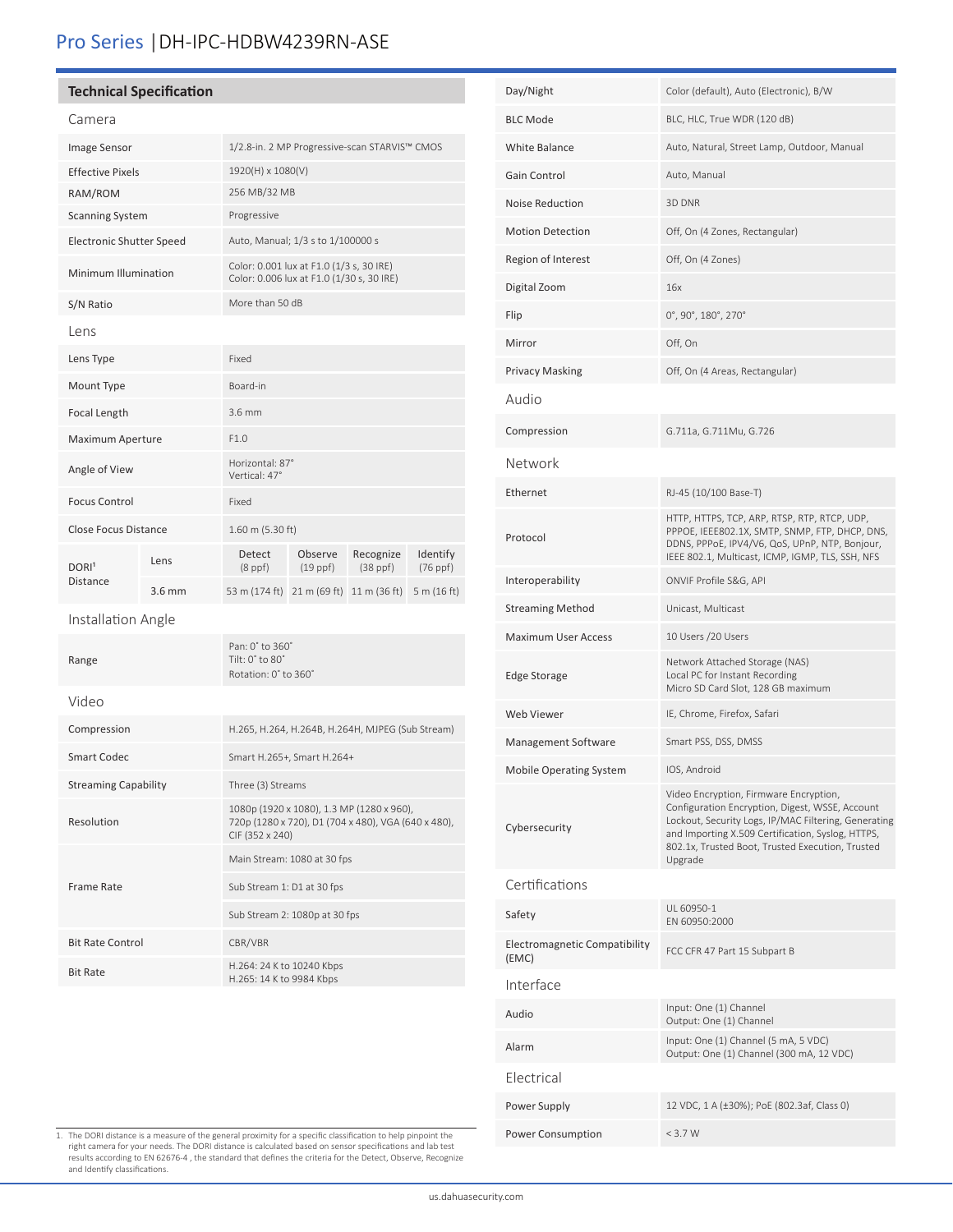# Pro Series | DH-IPC-HDBW4239RN-ASE

## Technical Specification

### Camera

| | |
|---|---|
| Image Sensor | 1/2.8-in. 2 MP Progressive-scan STARVIS™ CMOS |
| Effective Pixels | 1920(H) x 1080(V) |
| RAM/ROM | 256 MB/32 MB |
| Scanning System | Progressive |
| Electronic Shutter Speed | Auto, Manual; 1/3 s to 1/100000 s |
| Minimum Illumination | Color: 0.001 lux at F1.0 (1/3 s, 30 IRE)<br>Color: 0.006 lux at F1.0 (1/30 s, 30 IRE) |
| S/N Ratio | More than 50 dB |

### Lens

| | | | | | |
|---|---|---|---|---|---|
| Lens Type | | Fixed | | | |
| Mount Type | | Board-in | | | |
| Focal Length | | 3.6 mm | | | |
| Maximum Aperture | | F1.0 | | | |
| Angle of View | | Horizontal: 87°<br>Vertical: 47° | | | |
| Focus Control | | Fixed | | | |
| Close Focus Distance | | 1.60 m (5.30 ft) | | | |
| DORI[1] Distance | Lens | Detect (8 ppf) | Observe (19 ppf) | Recognize (38 ppf) | Identify (76 ppf) |
| | 3.6 mm | 53 m (174 ft) | 21 m (69 ft) | 11 m (36 ft) | 5 m (16 ft) |

### Installation Angle

| | |
|---|---|
| Range | Pan: 0° to 360°<br>Tilt: 0° to 80°<br>Rotation: 0° to 360° |

### Video

| | |
|---|---|
| Compression | H.265, H.264, H.264B, H.264H, MJPEG (Sub Stream) |
| Smart Codec | Smart H.265+, Smart H.264+ |
| Streaming Capability | Three (3) Streams |
| Resolution | 1080p (1920 x 1080), 1.3 MP (1280 x 960), 720p (1280 x 720), D1 (704 x 480), VGA (640 x 480), CIF (352 x 240) |
| Frame Rate | Main Stream: 1080 at 30 fps |
| | Sub Stream 1: D1 at 30 fps |
| | Sub Stream 2: 1080p at 30 fps |
| Bit Rate Control | CBR/VBR |
| Bit Rate | H.264: 24 K to 10240 Kbps<br>H.265: 14 K to 9984 Kbps |
| Day/Night | Color (default), Auto (Electronic), B/W |
| BLC Mode | BLC, HLC, True WDR (120 dB) |
| White Balance | Auto, Natural, Street Lamp, Outdoor, Manual |
| Gain Control | Auto, Manual |
| Noise Reduction | 3D DNR |
| Motion Detection | Off, On (4 Zones, Rectangular) |
| Region of Interest | Off, On (4 Zones) |
| Digital Zoom | 16x |
| Flip | 0°, 90°, 180°, 270° |
| Mirror | Off, On |
| Privacy Masking | Off, On (4 Areas, Rectangular) |

### Audio

| | |
|---|---|
| Compression | G.711a, G.711Mu, G.726 |

### Network

| | |
|---|---|
| Ethernet | RJ-45 (10/100 Base-T) |
| Protocol | HTTP, HTTPS, TCP, ARP, RTSP, RTP, RTCP, UDP, PPPOE, IEEE802.1X, SMTP, SNMP, FTP, DHCP, DNS, DDNS, PPPoE, IPV4/V6, QoS, UPnP, NTP, Bonjour, IEEE 802.1, Multicast, ICMP, IGMP, TLS, SSH, NFS |
| Interoperability | ONVIF Profile S&G, API |
| Streaming Method | Unicast, Multicast |
| Maximum User Access | 10 Users /20 Users |
| Edge Storage | Network Attached Storage (NAS)<br>Local PC for Instant Recording<br>Micro SD Card Slot, 128 GB maximum |
| Web Viewer | IE, Chrome, Firefox, Safari |
| Management Software | Smart PSS, DSS, DMSS |
| Mobile Operating System | IOS, Android |
| Cybersecurity | Video Encryption, Firmware Encryption, Configuration Encryption, Digest, WSSE, Account Lockout, Security Logs, IP/MAC Filtering, Generating and Importing X.509 Certification, Syslog, HTTPS, 802.1x, Trusted Boot, Trusted Execution, Trusted Upgrade |

### Certifications

| | |
|---|---|
| Safety | UL 60950-1<br>EN 60950:2000 |
| Electromagnetic Compatibility (EMC) | FCC CFR 47 Part 15 Subpart B |

### Interface

| | |
|---|---|
| Audio | Input: One (1) Channel<br>Output: One (1) Channel |
| Alarm | Input: One (1) Channel (5 mA, 5 VDC)<br>Output: One (1) Channel (300 mA, 12 VDC) |

### Electrical

| | |
|---|---|
| Power Supply | 12 VDC, 1 A (±30%); PoE (802.3af, Class 0) |
| Power Consumption | < 3.7 W |

1. The DORI distance is a measure of the general proximity for a specific classification to help pinpoint the right camera for your needs. The DORI distance is calculated based on sensor specifications and lab test results according to EN 62676-4 , the standard that defines the criteria for the Detect, Observe, Recognize and Identify classifications.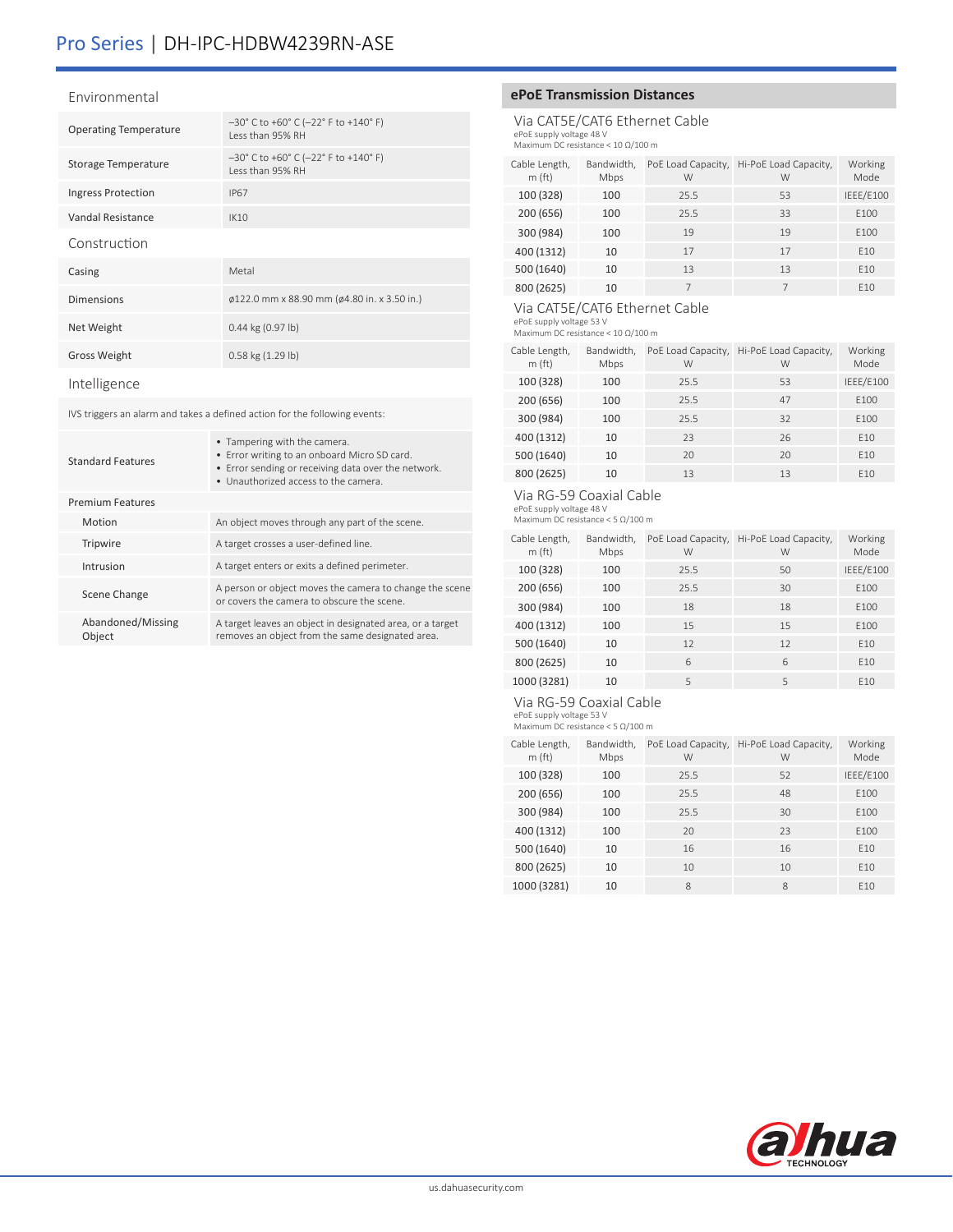## Environmental

| | |
|---|---|
| Operating Temperature | –30° C to +60° C (–22° F to +140° F)<br>Less than 95% RH |
| Storage Temperature | –30° C to +60° C (–22° F to +140° F)<br>Less than 95% RH |
| Ingress Protection | IP67 |
| Vandal Resistance | IK10 |

## Construction

| | |
|---|---|
| Casing | Metal |
| Dimensions | ø122.0 mm x 88.90 mm (ø4.80 in. x 3.50 in.) |
| Net Weight | 0.44 kg (0.97 lb) |
| Gross Weight | 0.58 kg (1.29 lb) |

## Intelligence

IVS triggers an alarm and takes a defined action for the following events:

| | |
|---|---|
| Standard Features | • Tampering with the camera.<br>• Error writing to an onboard Micro SD card.<br>• Error sending or receiving data over the network.<br>• Unauthorized access to the camera. |
| Premium Features | |
| Motion | An object moves through any part of the scene. |
| Tripwire | A target crosses a user-defined line. |
| Intrusion | A target enters or exits a defined perimeter. |
| Scene Change | A person or object moves the camera to change the scene or covers the camera to obscure the scene. |
| Abandoned/Missing Object | A target leaves an object in designated area, or a target removes an object from the same designated area. |

## ePoE Transmission Distances

### Via CAT5E/CAT6 Ethernet Cable

ePoE supply voltage 48 V
Maximum DC resistance < 10 Ω/100 m

| Cable Length, m (ft) | Bandwidth, Mbps | PoE Load Capacity, W | Hi-PoE Load Capacity, W | Working Mode |
|---|---|---|---|---|
| 100 (328) | 100 | 25.5 | 53 | IEEE/E100 |
| 200 (656) | 100 | 25.5 | 33 | E100 |
| 300 (984) | 100 | 19 | 19 | E100 |
| 400 (1312) | 10 | 17 | 17 | E10 |
| 500 (1640) | 10 | 13 | 13 | E10 |
| 800 (2625) | 10 | 7 | 7 | E10 |

### Via CAT5E/CAT6 Ethernet Cable

ePoE supply voltage 53 V
Maximum DC resistance < 10 Ω/100 m

| Cable Length, m (ft) | Bandwidth, Mbps | PoE Load Capacity, W | Hi-PoE Load Capacity, W | Working Mode |
|---|---|---|---|---|
| 100 (328) | 100 | 25.5 | 53 | IEEE/E100 |
| 200 (656) | 100 | 25.5 | 47 | E100 |
| 300 (984) | 100 | 25.5 | 32 | E100 |
| 400 (1312) | 10 | 23 | 26 | E10 |
| 500 (1640) | 10 | 20 | 20 | E10 |
| 800 (2625) | 10 | 13 | 13 | E10 |

### Via RG-59 Coaxial Cable

ePoE supply voltage 48 V
Maximum DC resistance < 5 Ω/100 m

| Cable Length, m (ft) | Bandwidth, Mbps | PoE Load Capacity, W | Hi-PoE Load Capacity, W | Working Mode |
|---|---|---|---|---|
| 100 (328) | 100 | 25.5 | 50 | IEEE/E100 |
| 200 (656) | 100 | 25.5 | 30 | E100 |
| 300 (984) | 100 | 18 | 18 | E100 |
| 400 (1312) | 100 | 15 | 15 | E100 |
| 500 (1640) | 10 | 12 | 12 | E10 |
| 800 (2625) | 10 | 6 | 6 | E10 |
| 1000 (3281) | 10 | 5 | 5 | E10 |

### Via RG-59 Coaxial Cable

ePoE supply voltage 53 V
Maximum DC resistance < 5 Ω/100 m

| Cable Length, m (ft) | Bandwidth, Mbps | PoE Load Capacity, W | Hi-PoE Load Capacity, W | Working Mode |
|---|---|---|---|---|
| 100 (328) | 100 | 25.5 | 52 | IEEE/E100 |
| 200 (656) | 100 | 25.5 | 48 | E100 |
| 300 (984) | 100 | 25.5 | 30 | E100 |
| 400 (1312) | 100 | 20 | 23 | E100 |
| 500 (1640) | 10 | 16 | 16 | E10 |
| 800 (2625) | 10 | 10 | 10 | E10 |
| 1000 (3281) | 10 | 8 | 8 | E10 |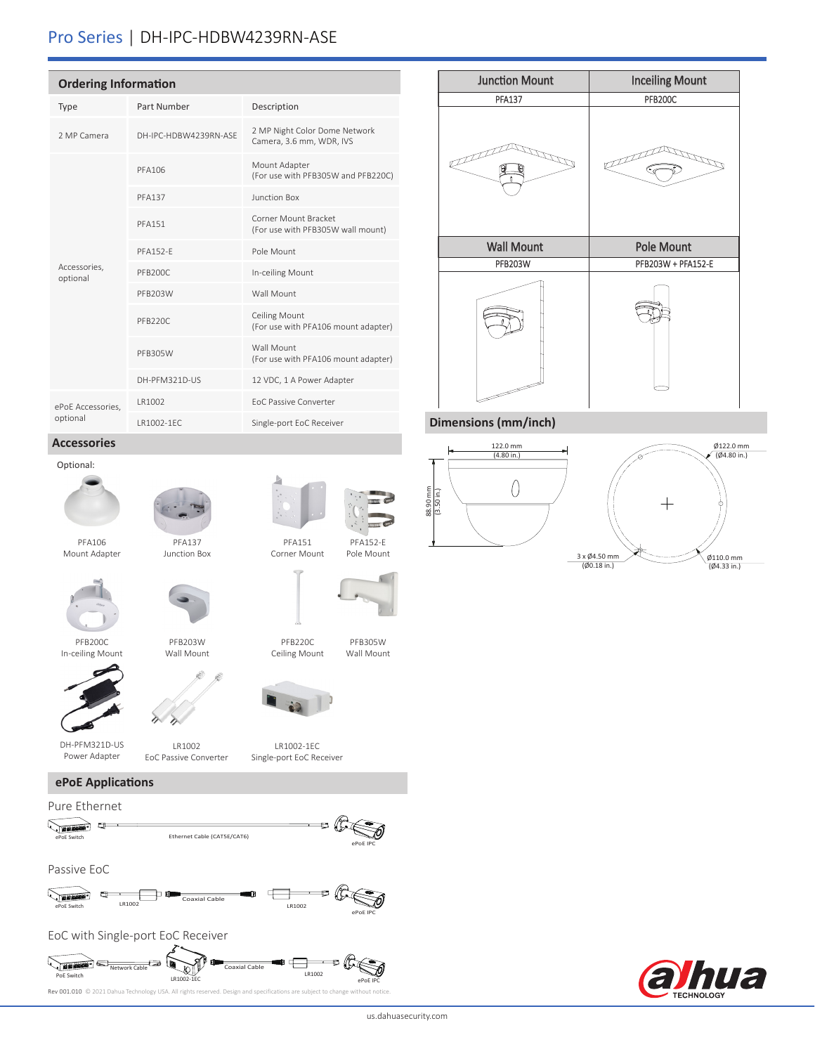# Pro Series | DH-IPC-HDBW4239RN-ASE

## Ordering Information

| Type | Part Number | Description |
|---|---|---|
| 2 MP Camera | DH-IPC-HDBW4239RN-ASE | 2 MP Night Color Dome Network Camera, 3.6 mm, WDR, IVS |
| Accessories, optional | PFA106 | Mount Adapter (For use with PFB305W and PFB220C) |
| | PFA137 | Junction Box |
| | PFA151 | Corner Mount Bracket (For use with PFB305W wall mount) |
| | PFA152-E | Pole Mount |
| | PFB200C | In-ceiling Mount |
| | PFB203W | Wall Mount |
| | PFB220C | Ceiling Mount (For use with PFA106 mount adapter) |
| | PFB305W | Wall Mount (For use with PFA106 mount adapter) |
| | DH-PFM321D-US | 12 VDC, 1 A Power Adapter |
| ePoE Accessories, optional | LR1002 | EoC Passive Converter |
| | LR1002-1EC | Single-port EoC Receiver |

| Junction Mount | Inceiling Mount |
|---|---|
| PFA137 | PFB200C |
| Wall Mount | Pole Mount |
| PFB203W | PFB203W + PFA152-E |

## Accessories

Optional:

PFA106
Mount Adapter

PFA137
Junction Box

PFA151
Corner Mount

PFA152-E
Pole Mount

PFB200C
In-ceiling Mount

PFB203W
Wall Mount

PFB220C
Ceiling Mount

PFB305W
Wall Mount

DH-PFM321D-US
Power Adapter

LR1002
EoC Passive Converter

LR1002-1EC
Single-port EoC Receiver

## Dimensions (mm/inch)

122.0 mm
(4.80 in.)

88.90 mm
(3.50 in.)

Ø122.0 mm
(Ø4.80 in.)

3 x Ø4.50 mm
(Ø0.18 in.)

Ø110.0 mm
(Ø4.33 in.)

## ePoE Applications

### Pure Ethernet

ePoE Switch
Ethernet Cable (CAT5E/CAT6)
ePoE IPC

### Passive EoC

ePoE Switch
LR1002
Coaxial Cable
LR1002
ePoE IPC

### EoC with Single-port EoC Receiver

PoE Switch
Network Cable
LR1002-1EC
Coaxial Cable
LR1002
ePoE IPC

Rev 001.010 © 2021 Dahua Technology USA. All rights reserved. Design and specifications are subject to change without notice.

alhua TECHNOLOGY

us.dahuasecurity.com